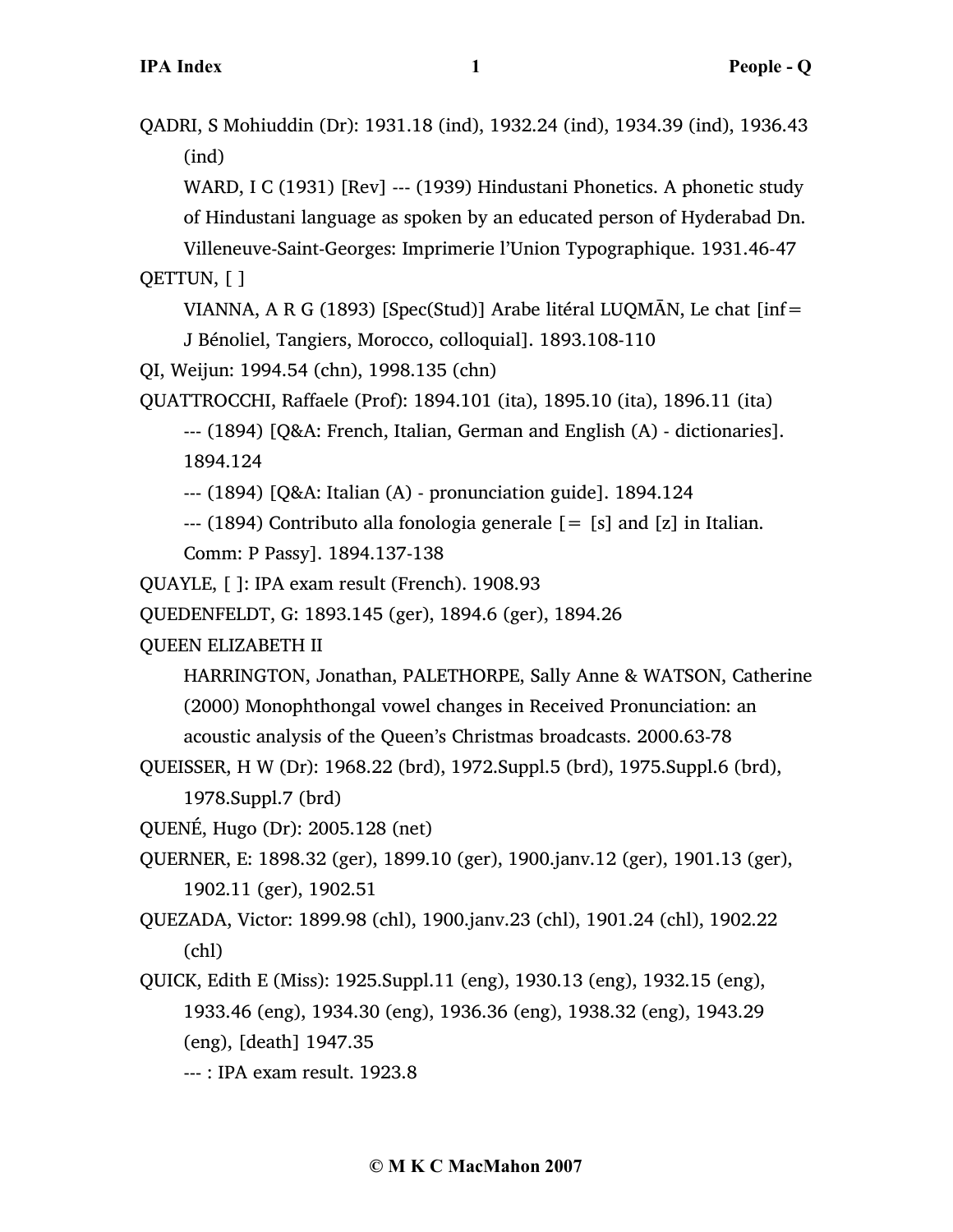QADRI, S Mohiuddin (Dr): 1931.18 (ind), 1932.24 (ind), 1934.39 (ind), 1936.43 (ind)

WARD, I C (1931) [Rev] --- (1939) Hindustani Phonetics. A phonetic study of Hindustani language as spoken by an educated person of Hyderabad Dn. Villeneuve-Saint-Georges: Imprimerie l'Union Typographique. 1931.46-47

QETTUN, [ ]

VIANNA, A R G (1893) [Spec(Stud)] Arabe litéral LUQMĀN, Le chat [inf= J Bénoliel, Tangiers, Morocco, colloquial]. 1893.108-110

QI, Weijun: 1994.54 (chn), 1998.135 (chn)

QUATTROCCHI, Raffaele (Prof): 1894.101 (ita), 1895.10 (ita), 1896.11 (ita)

--- (1894) [Q&A: French, Italian, German and English (A) - dictionaries]. 1894.124

--- (1894) [Q&A: Italian (A) - pronunciation guide]. 1894.124

--- (1894) Contributo alla fonologia generale [= [s] and [z] in Italian. Comm: P Passy]. 1894.137-138

QUAYLE, [ ]: IPA exam result (French). 1908.93

QUEDENFELDT, G: 1893.145 (ger), 1894.6 (ger), 1894.26

QUEEN ELIZABETH II

HARRINGTON, Jonathan, PALETHORPE, Sally Anne & WATSON, Catherine (2000) Monophthongal vowel changes in Received Pronunciation: an acoustic analysis of the Queen's Christmas broadcasts. 2000.63-78

QUEISSER, H W (Dr): 1968.22 (brd), 1972.Suppl.5 (brd), 1975.Suppl.6 (brd), 1978.Suppl.7 (brd)

QUENÉ, Hugo (Dr): 2005.128 (net)

QUERNER, E: 1898.32 (ger), 1899.10 (ger), 1900.janv.12 (ger), 1901.13 (ger), 1902.11 (ger), 1902.51

QUEZADA, Victor: 1899.98 (chl), 1900.janv.23 (chl), 1901.24 (chl), 1902.22 (chl)

QUICK, Edith E (Miss): 1925.Suppl.11 (eng), 1930.13 (eng), 1932.15 (eng), 1933.46 (eng), 1934.30 (eng), 1936.36 (eng), 1938.32 (eng), 1943.29 (eng), [death] 1947.35

--- : IPA exam result. 1923.8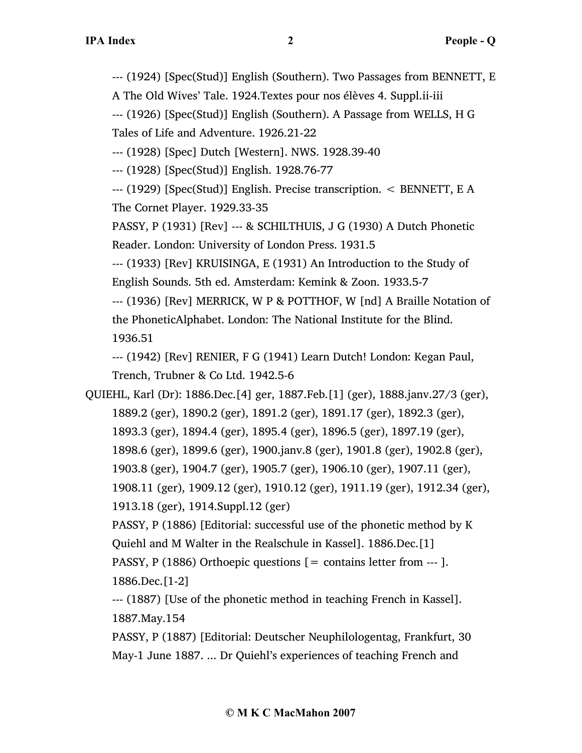--- (1924) [Spec(Stud)] English (Southern). Two Passages from BENNETT, E A The Old Wives' Tale. 1924.Textes pour nos élèves 4. Suppl.ii-iii

--- (1926) [Spec(Stud)] English (Southern). A Passage from WELLS, H G Tales of Life and Adventure. 1926.21-22

--- (1928) [Spec] Dutch [Western]. NWS. 1928.39-40

--- (1928) [Spec(Stud)] English. 1928.76-77

--- (1929) [Spec(Stud)] English. Precise transcription. < BENNETT, E A The Cornet Player. 1929.33-35

PASSY, P (1931) [Rev] --- & SCHILTHUIS, J G (1930) A Dutch Phonetic Reader. London: University of London Press. 1931.5

--- (1933) [Rev] KRUISINGA, E (1931) An Introduction to the Study of English Sounds. 5th ed. Amsterdam: Kemink & Zoon. 1933.5-7

--- (1936) [Rev] MERRICK, W P & POTTHOF, W [nd] A Braille Notation of the PhoneticAlphabet. London: The National Institute for the Blind. 1936.51

--- (1942) [Rev] RENIER, F G (1941) Learn Dutch! London: Kegan Paul, Trench, Trubner & Co Ltd. 1942.5-6

QUIEHL, Karl (Dr): 1886.Dec.[4] ger, 1887.Feb.[1] (ger), 1888.janv.27/3 (ger), 1889.2 (ger), 1890.2 (ger), 1891.2 (ger), 1891.17 (ger), 1892.3 (ger), 1893.3 (ger), 1894.4 (ger), 1895.4 (ger), 1896.5 (ger), 1897.19 (ger), 1898.6 (ger), 1899.6 (ger), 1900.janv.8 (ger), 1901.8 (ger), 1902.8 (ger), 1903.8 (ger), 1904.7 (ger), 1905.7 (ger), 1906.10 (ger), 1907.11 (ger), 1908.11 (ger), 1909.12 (ger), 1910.12 (ger), 1911.19 (ger), 1912.34 (ger), 1913.18 (ger), 1914.Suppl.12 (ger)

PASSY, P (1886) [Editorial: successful use of the phonetic method by K Quiehl and M Walter in the Realschule in Kassel]. 1886.Dec.[1]

PASSY, P (1886) Orthoepic questions [= contains letter from --- ]. 1886.Dec.[1-2]

--- (1887) [Use of the phonetic method in teaching French in Kassel]. 1887.May.154

PASSY, P (1887) [Editorial: Deutscher Neuphilologentag, Frankfurt, 30 May-1 June 1887. ... Dr Quiehl's experiences of teaching French and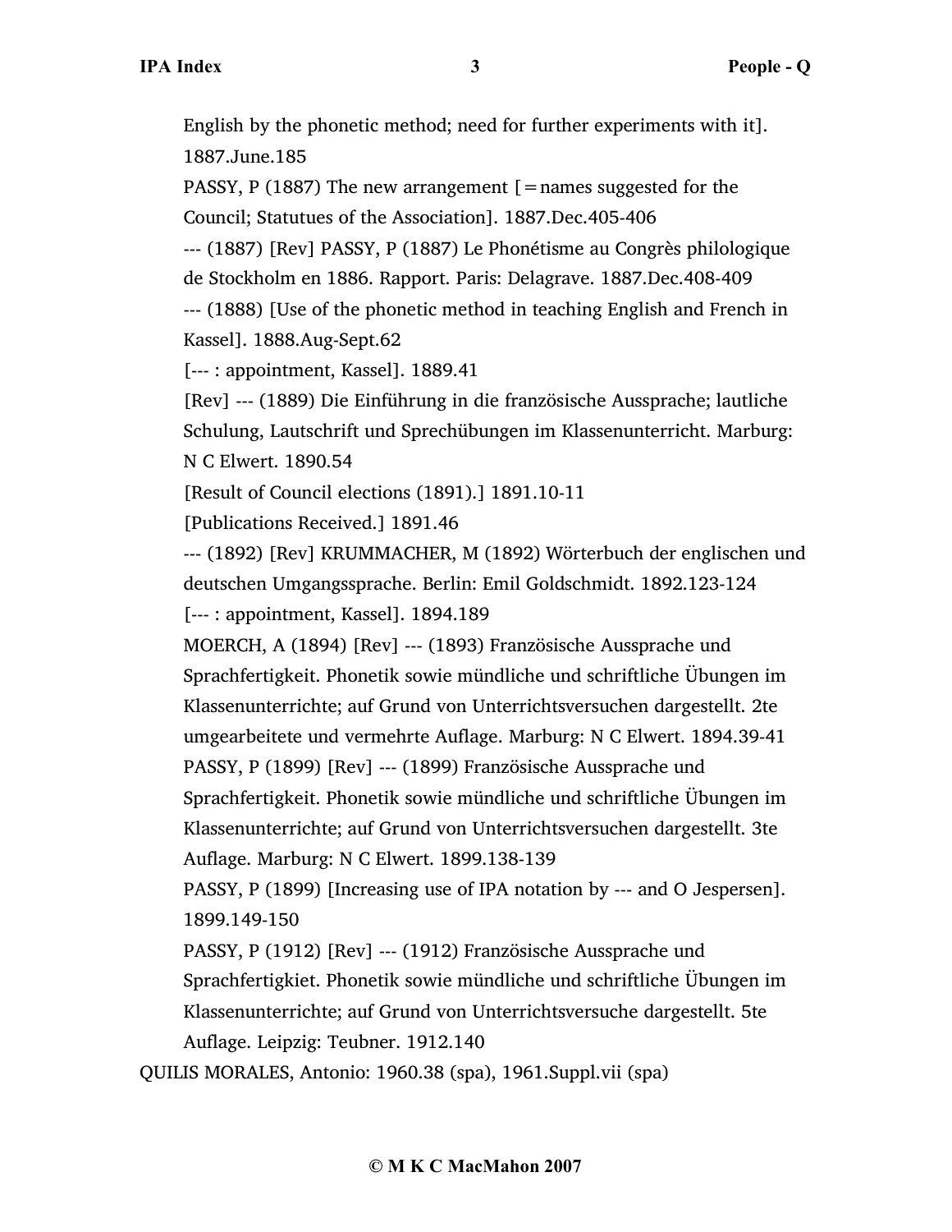English by the phonetic method; need for further experiments with it]. 1887.June.185

PASSY, P (1887) The new arrangement [=names suggested for the Council; Statutes of the Association]. 1887.Dec.405-406

--- (1887) [Rev] PASSY, P (1887) Le Phonétisme au Congrès philologique de Stockholm en 1886. Rapport. Paris: Delagrave. 1887.Dec.408-409

--- (1888) [Use of the phonetic method in teaching English and French in Kassel]. 1888.Aug-Sept.62

[--- : appointment, Kassel]. 1889.41

[Rev] --- (1889) Die Einführung in die französische Aussprache; lautliche Schulung, Lautschrift und Sprechübungen im Klassenunterricht. Marburg: N C Elwert. 1890.54

[Result of Council elections (1891).] 1891.10-11

[Publications Received.] 1891.46

--- (1892) [Rev] KRUMMACHER, M (1892) Wörterbuch der englischen und deutschen Umgangssprache. Berlin: Emil Goldschmidt. 1892.123-124

[--- : appointment, Kassel]. 1894.189

MOERCH, A (1894) [Rev] --- (1893) Französische Aussprache und Sprachfertigkeit. Phonetik sowie mündliche und schriftliche Übungen im Klassenunterrichte; auf Grund von Unterrichtsversuchen dargestellt. 2te umgearbeitete und vermehrte Auflage. Marburg: N C Elwert. 1894.39-41

PASSY, P (1899) [Rev] --- (1899) Französische Aussprache und Sprachfertigkeit. Phonetik sowie mündliche und schriftliche Übungen im Klassenunterrichte; auf Grund von Unterrichtsversuchen dargestellt. 3te Auflage. Marburg: N C Elwert. 1899.138-139

PASSY, P (1899) [Increasing use of IPA notation by --- and O Jespersen]. 1899.149-150

PASSY, P (1912) [Rev] --- (1912) Französische Aussprache und Sprachfertigkiet. Phonetik sowie mündliche und schriftliche Übungen im Klassenunterrichte; auf Grund von Unterrichtsversuche dargestellt. 5te Auflage. Leipzig: Teubner. 1912.140

QUILIS MORALES, Antonio: 1960.38 (spa), 1961.Suppl.vii (spa)

© M K C MacMahon 2007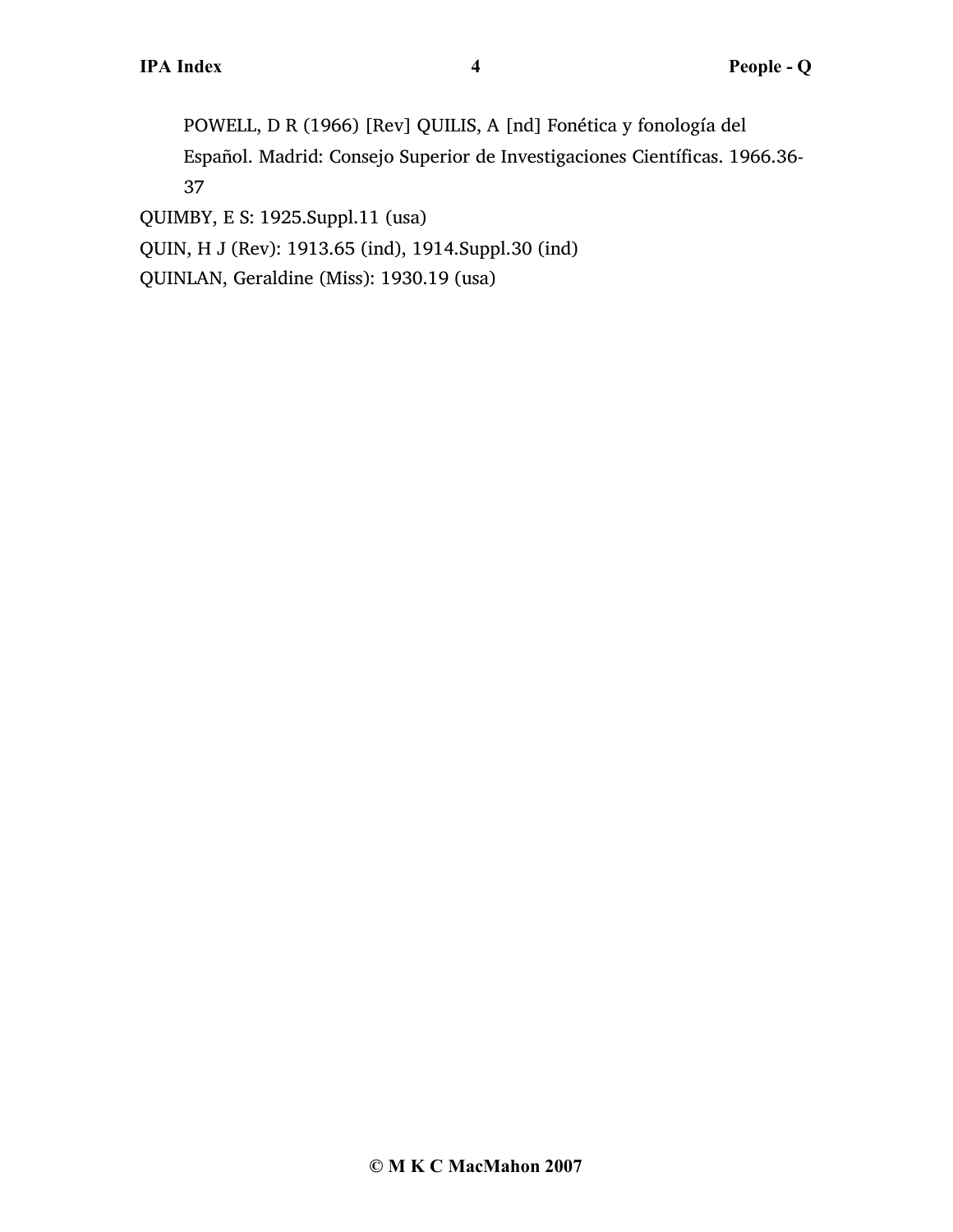POWELL, D R (1966) [Rev] QUILIS, A [nd] Fonética y fonología del Español. Madrid: Consejo Superior de Investigaciones Científicas. 1966.36-37

QUIMBY, E S: 1925.Suppl.11 (usa)

QUIN, H J (Rev): 1913.65 (ind), 1914.Suppl.30 (ind)

QUINLAN, Geraldine (Miss): 1930.19 (usa)